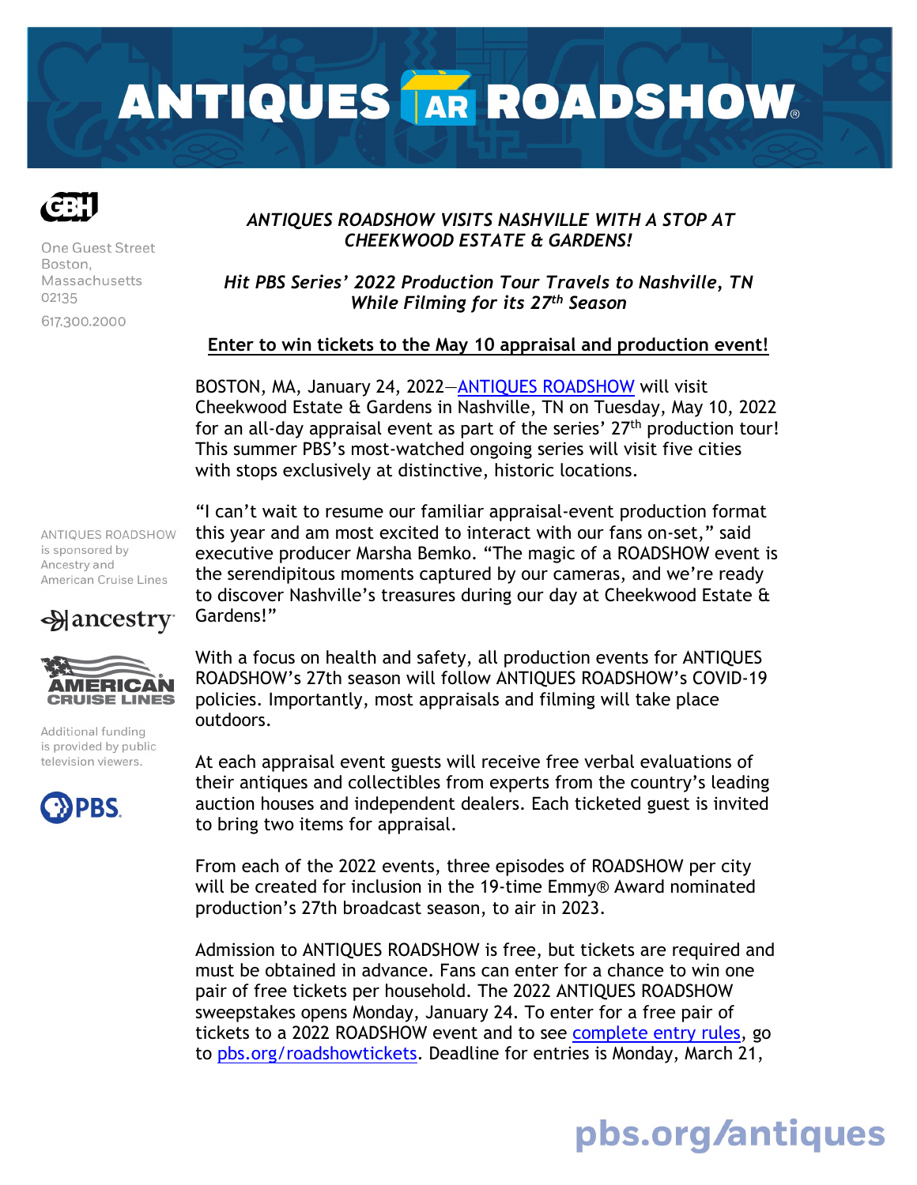# ANTIQUES ROADSHOW

GBH

One Guest Street
Boston,
Massachusetts
02135

617.300.2000

ANTIQUES ROADSHOW is sponsored by Ancestry and American Cruise Lines

ancestry

AMERICAN CRUISE LINES

Additional funding is provided by public television viewers.

PBS

***ANTIQUES ROADSHOW VISITS NASHVILLE WITH A STOP AT CHEEKWOOD ESTATE & GARDENS!***

***Hit PBS Series' 2022 Production Tour Travels to Nashville, TN While Filming for its 27th Season***

**Enter to win tickets to the May 10 appraisal and production event!**

BOSTON, MA, January 24, 2022—ANTIQUES ROADSHOW will visit Cheekwood Estate & Gardens in Nashville, TN on Tuesday, May 10, 2022 for an all-day appraisal event as part of the series' 27th production tour! This summer PBS's most-watched ongoing series will visit five cities with stops exclusively at distinctive, historic locations.

"I can't wait to resume our familiar appraisal-event production format this year and am most excited to interact with our fans on-set," said executive producer Marsha Bemko. "The magic of a ROADSHOW event is the serendipitous moments captured by our cameras, and we're ready to discover Nashville's treasures during our day at Cheekwood Estate & Gardens!"

With a focus on health and safety, all production events for ANTIQUES ROADSHOW's 27th season will follow ANTIQUES ROADSHOW's COVID-19 policies. Importantly, most appraisals and filming will take place outdoors.

At each appraisal event guests will receive free verbal evaluations of their antiques and collectibles from experts from the country's leading auction houses and independent dealers. Each ticketed guest is invited to bring two items for appraisal.

From each of the 2022 events, three episodes of ROADSHOW per city will be created for inclusion in the 19-time Emmy® Award nominated production's 27th broadcast season, to air in 2023.

Admission to ANTIQUES ROADSHOW is free, but tickets are required and must be obtained in advance. Fans can enter for a chance to win one pair of free tickets per household. The 2022 ANTIQUES ROADSHOW sweepstakes opens Monday, January 24. To enter for a free pair of tickets to a 2022 ROADSHOW event and to see complete entry rules, go to pbs.org/roadshowtickets. Deadline for entries is Monday, March 21,

pbs.org/antiques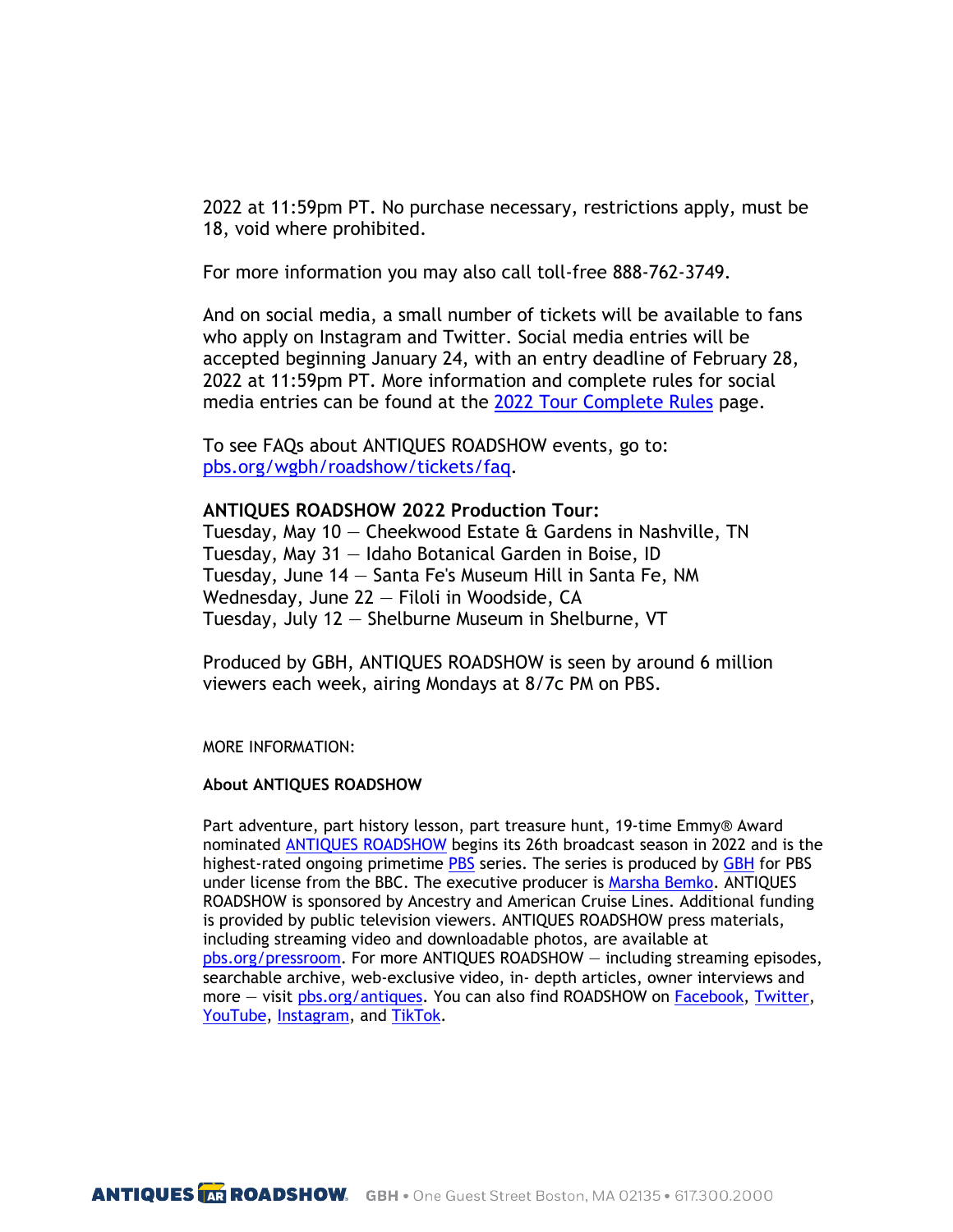2022 at 11:59pm PT. No purchase necessary, restrictions apply, must be 18, void where prohibited.

For more information you may also call toll-free 888-762-3749.

And on social media, a small number of tickets will be available to fans who apply on Instagram and Twitter. Social media entries will be accepted beginning January 24, with an entry deadline of February 28, 2022 at 11:59pm PT. More information and complete rules for social media entries can be found at the 2022 Tour Complete Rules page.

To see FAQs about ANTIQUES ROADSHOW events, go to: pbs.org/wgbh/roadshow/tickets/faq.

**ANTIQUES ROADSHOW 2022 Production Tour:**
Tuesday, May 10 — Cheekwood Estate & Gardens in Nashville, TN
Tuesday, May 31 — Idaho Botanical Garden in Boise, ID
Tuesday, June 14 — Santa Fe's Museum Hill in Santa Fe, NM
Wednesday, June 22 — Filoli in Woodside, CA
Tuesday, July 12 — Shelburne Museum in Shelburne, VT

Produced by GBH, ANTIQUES ROADSHOW is seen by around 6 million viewers each week, airing Mondays at 8/7c PM on PBS.

MORE INFORMATION:

**About ANTIQUES ROADSHOW**

Part adventure, part history lesson, part treasure hunt, 19-time Emmy® Award nominated ANTIQUES ROADSHOW begins its 26th broadcast season in 2022 and is the highest-rated ongoing primetime PBS series. The series is produced by GBH for PBS under license from the BBC. The executive producer is Marsha Bemko. ANTIQUES ROADSHOW is sponsored by Ancestry and American Cruise Lines. Additional funding is provided by public television viewers. ANTIQUES ROADSHOW press materials, including streaming video and downloadable photos, are available at pbs.org/pressroom. For more ANTIQUES ROADSHOW — including streaming episodes, searchable archive, web-exclusive video, in- depth articles, owner interviews and more — visit pbs.org/antiques. You can also find ROADSHOW on Facebook, Twitter, YouTube, Instagram, and TikTok.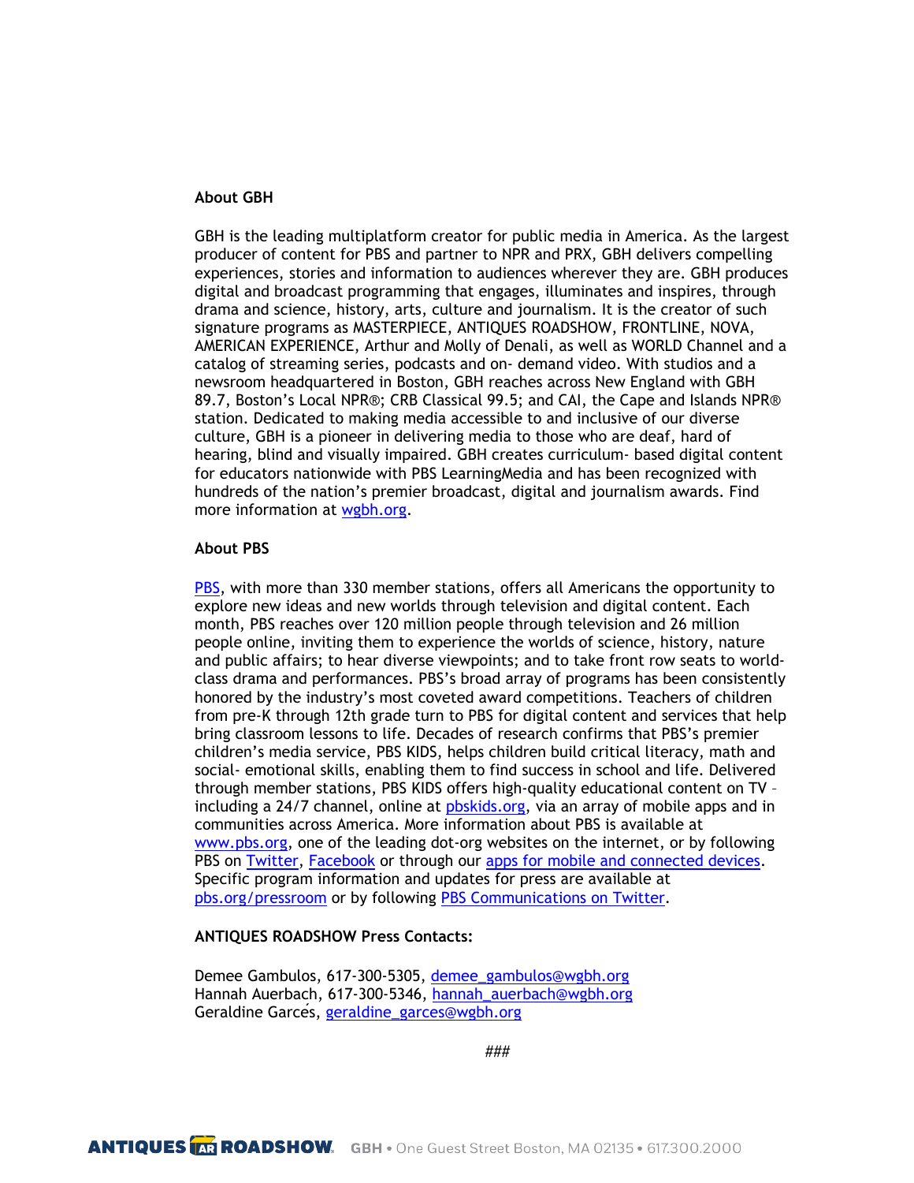**About GBH**

GBH is the leading multiplatform creator for public media in America. As the largest producer of content for PBS and partner to NPR and PRX, GBH delivers compelling experiences, stories and information to audiences wherever they are. GBH produces digital and broadcast programming that engages, illuminates and inspires, through drama and science, history, arts, culture and journalism. It is the creator of such signature programs as MASTERPIECE, ANTIQUES ROADSHOW, FRONTLINE, NOVA, AMERICAN EXPERIENCE, Arthur and Molly of Denali, as well as WORLD Channel and a catalog of streaming series, podcasts and on- demand video. With studios and a newsroom headquartered in Boston, GBH reaches across New England with GBH 89.7, Boston's Local NPR®; CRB Classical 99.5; and CAI, the Cape and Islands NPR® station. Dedicated to making media accessible to and inclusive of our diverse culture, GBH is a pioneer in delivering media to those who are deaf, hard of hearing, blind and visually impaired. GBH creates curriculum- based digital content for educators nationwide with PBS LearningMedia and has been recognized with hundreds of the nation's premier broadcast, digital and journalism awards. Find more information at wgbh.org.

**About PBS**

PBS, with more than 330 member stations, offers all Americans the opportunity to explore new ideas and new worlds through television and digital content. Each month, PBS reaches over 120 million people through television and 26 million people online, inviting them to experience the worlds of science, history, nature and public affairs; to hear diverse viewpoints; and to take front row seats to world-class drama and performances. PBS's broad array of programs has been consistently honored by the industry's most coveted award competitions. Teachers of children from pre-K through 12th grade turn to PBS for digital content and services that help bring classroom lessons to life. Decades of research confirms that PBS's premier children's media service, PBS KIDS, helps children build critical literacy, math and social- emotional skills, enabling them to find success in school and life. Delivered through member stations, PBS KIDS offers high-quality educational content on TV – including a 24/7 channel, online at pbskids.org, via an array of mobile apps and in communities across America. More information about PBS is available at www.pbs.org, one of the leading dot-org websites on the internet, or by following PBS on Twitter, Facebook or through our apps for mobile and connected devices. Specific program information and updates for press are available at pbs.org/pressroom or by following PBS Communications on Twitter.

**ANTIQUES ROADSHOW Press Contacts:**

Demee Gambulos, 617-300-5305, demee_gambulos@wgbh.org
Hannah Auerbach, 617-300-5346, hannah_auerbach@wgbh.org
Geraldine Garcés, geraldine_garces@wgbh.org

###